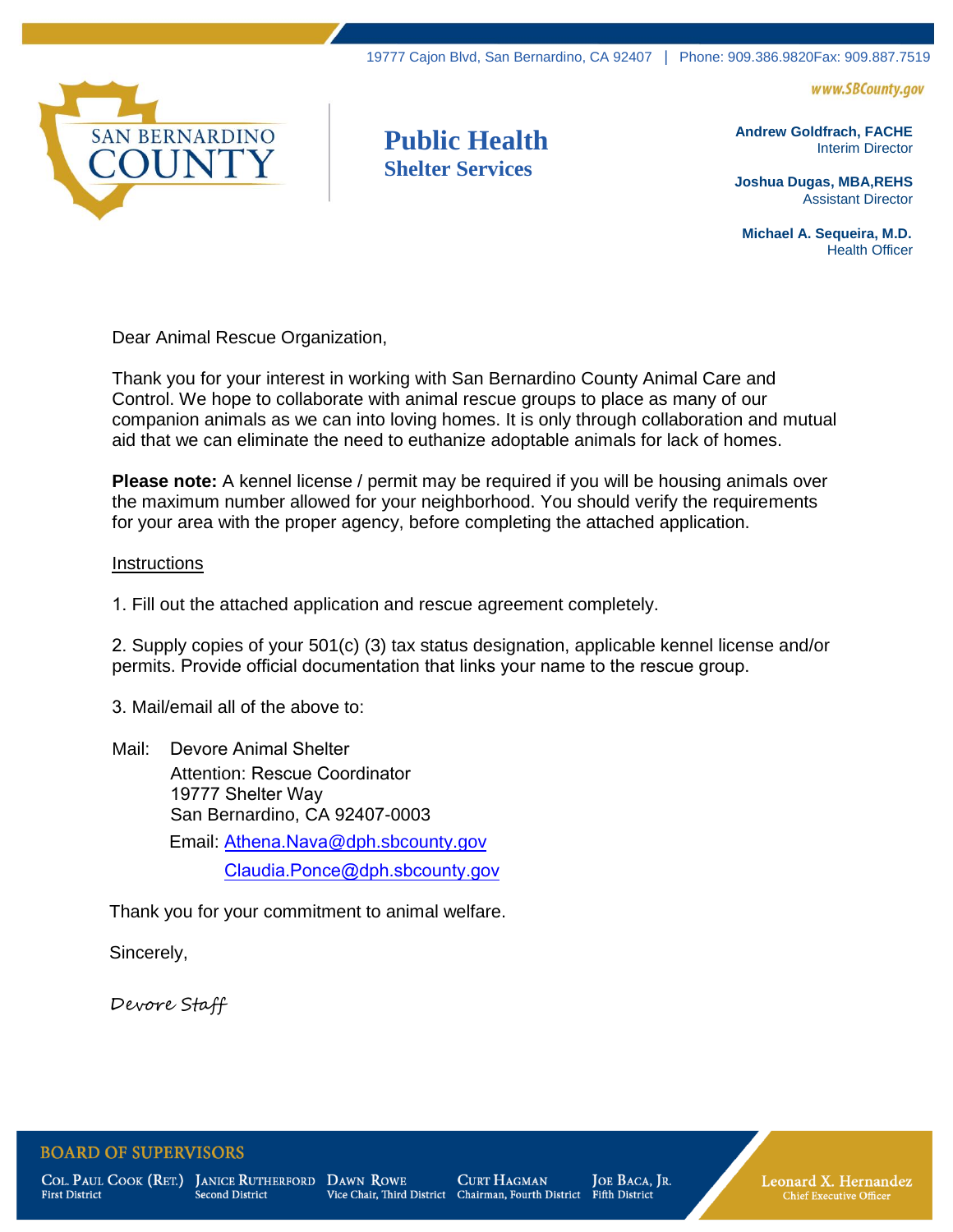19777 Cajon Blvd, San Bernardino, CA 92407 | Phone: 909.386.9820Fax: 909.887.7519

www.SBCounty.gov

SAN BERNARDINO COUNTY

# Public Health
## Shelter Services

**Andrew Goldfrach, FACHE**
Interim Director

**Joshua Dugas, MBA,REHS**
Assistant Director

**Michael A. Sequeira, M.D.**
Health Officer

Dear Animal Rescue Organization,

Thank you for your interest in working with San Bernardino County Animal Care and Control. We hope to collaborate with animal rescue groups to place as many of our companion animals as we can into loving homes. It is only through collaboration and mutual aid that we can eliminate the need to euthanize adoptable animals for lack of homes.

**Please note:** A kennel license / permit may be required if you will be housing animals over the maximum number allowed for your neighborhood. You should verify the requirements for your area with the proper agency, before completing the attached application.

Instructions

1. Fill out the attached application and rescue agreement completely.

2. Supply copies of your 501(c) (3) tax status designation, applicable kennel license and/or permits. Provide official documentation that links your name to the rescue group.

3. Mail/email all of the above to:

Mail: Devore Animal Shelter
Attention: Rescue Coordinator
19777 Shelter Way
San Bernardino, CA 92407-0003

Email: Athena.Nava@dph.sbcounty.gov
Claudia.Ponce@dph.sbcounty.gov

Thank you for your commitment to animal welfare.

Sincerely,

*Devore Staff*

BOARD OF SUPERVISORS

Col. Paul Cook (Ret.) — First District
Janice Rutherford — Second District
Dawn Rowe — Vice Chair, Third District
Curt Hagman — Chairman, Fourth District
Joe Baca, Jr. — Fifth District

Leonard X. Hernandez — Chief Executive Officer